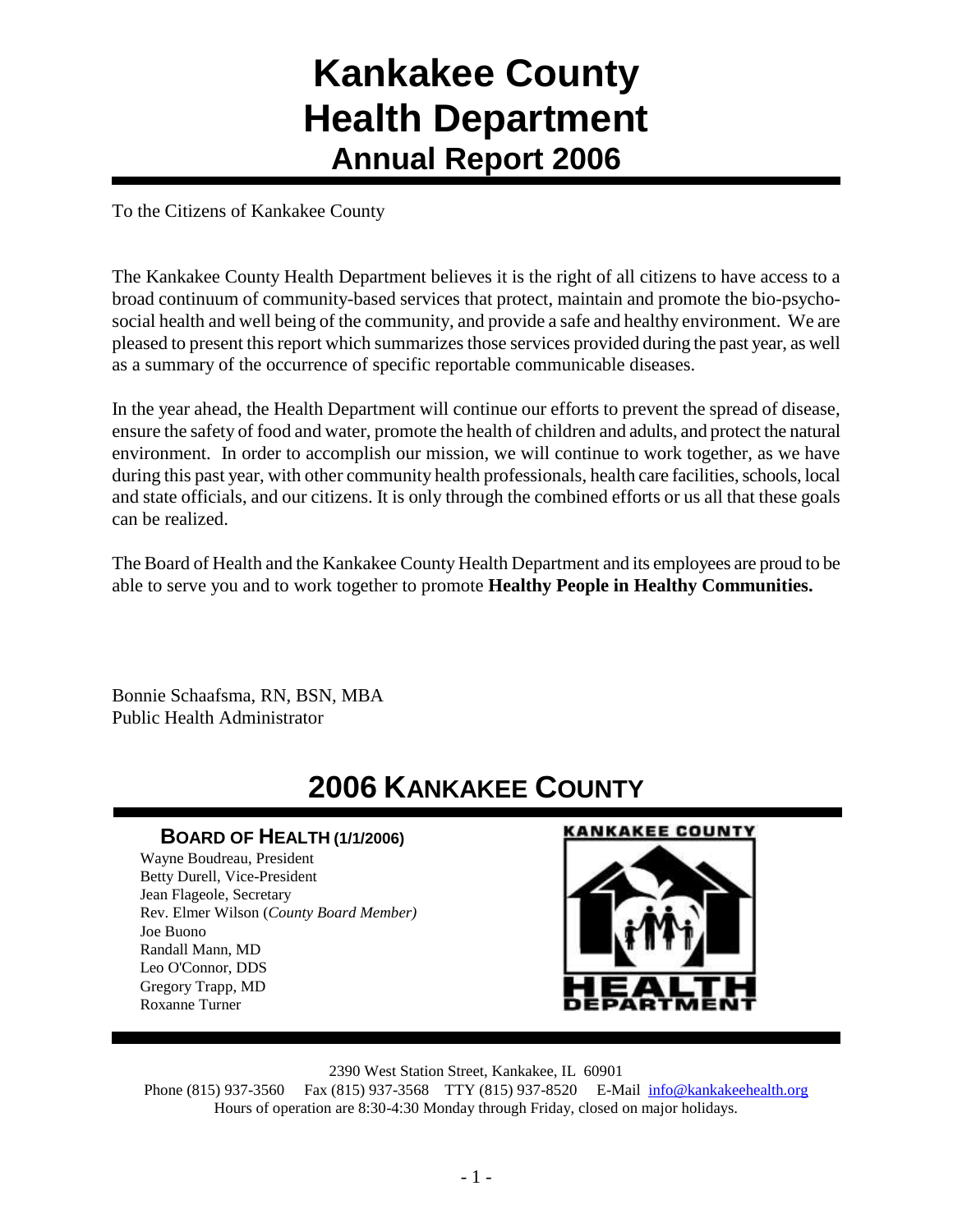# Kankakee County Health Department

## Annual Report 2006

To the Citizens of Kankakee County

The Kankakee County Health Department believes it is the right of all citizens to have access to a broad continuum of community-based services that protect, maintain and promote the bio-psycho-social health and well being of the community, and provide a safe and healthy environment. We are pleased to present this report which summarizes those services provided during the past year, as well as a summary of the occurrence of specific reportable communicable diseases.

In the year ahead, the Health Department will continue our efforts to prevent the spread of disease, ensure the safety of food and water, promote the health of children and adults, and protect the natural environment. In order to accomplish our mission, we will continue to work together, as we have during this past year, with other community health professionals, health care facilities, schools, local and state officials, and our citizens. It is only through the combined efforts or us all that these goals can be realized.

The Board of Health and the Kankakee County Health Department and its employees are proud to be able to serve you and to work together to promote **Healthy People in Healthy Communities.**

Bonnie Schaafsma, RN, BSN, MBA
Public Health Administrator

## 2006 Kankakee County

### Board of Health (1/1/2006)

Wayne Boudreau, President
Betty Durell, Vice-President
Jean Flageole, Secretary
Rev. Elmer Wilson (*County Board Member)*
Joe Buono
Randall Mann, MD
Leo O'Connor, DDS
Gregory Trapp, MD
Roxanne Turner

KANKAKEE COUNTY HEALTH DEPARTMENT

2390 West Station Street, Kankakee, IL 60901
Phone (815) 937-3560 Fax (815) 937-3568 TTY (815) 937-8520 E-Mail info@kankakeehealth.org
Hours of operation are 8:30-4:30 Monday through Friday, closed on major holidays.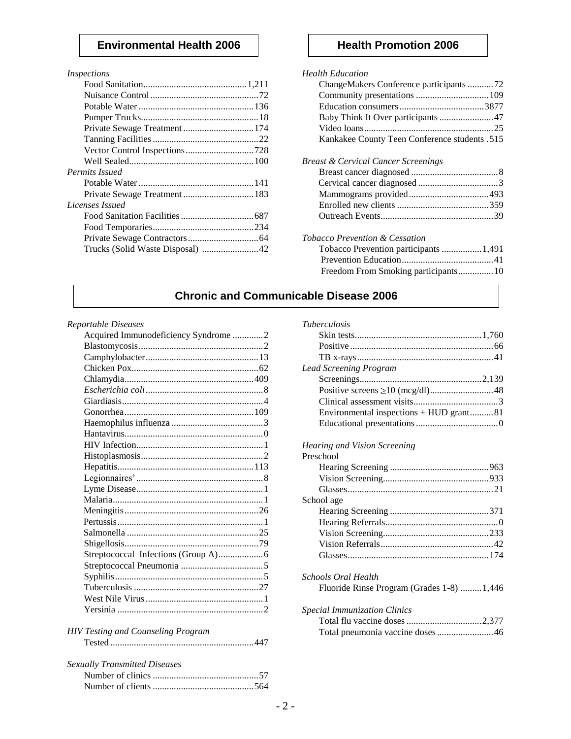## Environmental Health 2006

*Inspections*

| Item | Count |
|---|---|
| Food Sanitation | 1,211 |
| Nuisance Control | 72 |
| Potable Water | 136 |
| Pumper Trucks | 18 |
| Private Sewage Treatment | 174 |
| Tanning Facilities | 22 |
| Vector Control Inspections | 728 |
| Well Sealed | 100 |

*Permits Issued*

| Item | Count |
|---|---|
| Potable Water | 141 |
| Private Sewage Treatment | 183 |

*Licenses Issued*

| Item | Count |
|---|---|
| Food Sanitation Facilities | 687 |
| Food Temporaries | 234 |
| Private Sewage Contractors | 64 |
| Trucks (Solid Waste Disposal) | 42 |

## Health Promotion 2006

*Health Education*

| Item | Count |
|---|---|
| ChangeMakers Conference participants | 72 |
| Community presentations | 109 |
| Education consumers | 3877 |
| Baby Think It Over participants | 47 |
| Video loans | 25 |
| Kankakee County Teen Conference students | 515 |

*Breast & Cervical Cancer Screenings*

| Item | Count |
|---|---|
| Breast cancer diagnosed | 8 |
| Cervical cancer diagnosed | 3 |
| Mammograms provided | 493 |
| Enrolled new clients | 359 |
| Outreach Events | 39 |

*Tobacco Prevention & Cessation*

| Item | Count |
|---|---|
| Tobacco Prevention participants | 1,491 |
| Prevention Education | 41 |
| Freedom From Smoking participants | 10 |

## Chronic and Communicable Disease 2006

*Reportable Diseases*

| Disease | Count |
|---|---|
| Acquired Immunodeficiency Syndrome | 2 |
| Blastomycosis | 2 |
| Camphylobacter | 13 |
| Chicken Pox | 62 |
| Chlamydia | 409 |
| *Escherichia coli* | 8 |
| Giardiasis | 4 |
| Gonorrhea | 109 |
| Haemophilus influenza | 3 |
| Hantavirus | 0 |
| HIV Infection | 1 |
| Histoplasmosis | 2 |
| Hepatitis | 113 |
| Legionnaires' | 8 |
| Lyme Disease | 1 |
| Malaria | 1 |
| Meningitis | 26 |
| Pertussis | 1 |
| Salmonella | 25 |
| Shigellosis | 79 |
| Streptococcal Infections (Group A) | 6 |
| Streptococcal Pneumonia | 5 |
| Syphilis | 5 |
| Tuberculosis | 27 |
| West Nile Virus | 1 |
| Yersinia | 2 |

*HIV Testing and Counseling Program*

| Item | Count |
|---|---|
| Tested | 447 |

*Sexually Transmitted Diseases*

| Item | Count |
|---|---|
| Number of clinics | 57 |
| Number of clients | 564 |

*Tuberculosis*

| Item | Count |
|---|---|
| Skin tests | 1,760 |
| Positive | 66 |
| TB x-rays | 41 |

*Lead Screening Program*

| Item | Count |
|---|---|
| Screenings | 2,139 |
| Positive screens ≥10 (mcg/dl) | 48 |
| Clinical assessment visits | 3 |
| Environmental inspections + HUD grant | 81 |
| Educational presentations | 0 |

*Hearing and Vision Screening*

Preschool

| Item | Count |
|---|---|
| Hearing Screening | 963 |
| Vision Screening | 933 |
| Glasses | 21 |

School age

| Item | Count |
|---|---|
| Hearing Screening | 371 |
| Hearing Referrals | 0 |
| Vision Screening | 233 |
| Vision Referrals | 42 |
| Glasses | 174 |

*Schools Oral Health*

| Item | Count |
|---|---|
| Fluoride Rinse Program (Grades 1-8) | 1,446 |

*Special Immunization Clinics*

| Item | Count |
|---|---|
| Total flu vaccine doses | 2,377 |
| Total pneumonia vaccine doses | 46 |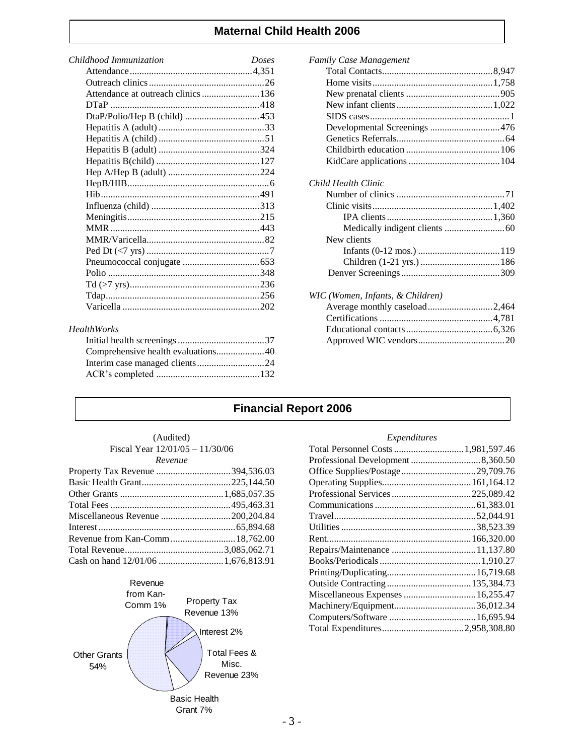## Maternal Child Health 2006

| *Childhood Immunization* | *Doses* |
|---|---|
| Attendance | 4,351 |
| Outreach clinics | 26 |
| Attendance at outreach clinics | 136 |
| DTaP | 418 |
| DtaP/Polio/Hep B (child) | 453 |
| Hepatitis A (adult) | 33 |
| Hepatitis A (child) | 51 |
| Hepatitis B (adult) | 324 |
| Hepatitis B(child) | 127 |
| Hep A/Hep B (adult) | 224 |
| HepB/HIB | 6 |
| Hib | 491 |
| Influenza (child) | 313 |
| Meningitis | 215 |
| MMR | 443 |
| MMR/Varicella | 82 |
| Ped Dt (<7 yrs) | 7 |
| Pneumococcal conjugate | 653 |
| Polio | 348 |
| Td (>7 yrs) | 236 |
| Tdap | 256 |
| Varicella | 202 |

| *HealthWorks* | |
|---|---|
| Initial health screenings | 37 |
| Comprehensive health evaluations | 40 |
| Interim case managed clients | 24 |
| ACR's completed | 132 |

| *Family Case Management* | |
|---|---|
| Total Contacts | 8,947 |
| Home visits | 1,758 |
| New prenatal clients | 905 |
| New infant clients | 1,022 |
| SIDS cases | 1 |
| Developmental Screenings | 476 |
| Genetics Referrals | 64 |
| Childbirth education | 106 |
| KidCare applications | 104 |

| *Child Health Clinic* | |
|---|---|
| Number of clinics | 71 |
| Clinic visits | 1,402 |
| IPA clients | 1,360 |
| Medically indigent clients | 60 |
| New clients | |
| Infants (0-12 mos.) | 119 |
| Children (1-21 yrs.) | 186 |
| Denver Screenings | 309 |

| *WIC (Women, Infants, & Children)* | |
|---|---|
| Average monthly caseload | 2,464 |
| Certifications | 4,781 |
| Educational contacts | 6,326 |
| Approved WIC vendors | 20 |

## Financial Report 2006

(Audited)
Fiscal Year 12/01/05 – 11/30/06

| *Revenue* | |
|---|---|
| Property Tax Revenue | 394,536.03 |
| Basic Health Grant | 225,144.50 |
| Other Grants | 1,685,057.35 |
| Total Fees | 495,463.31 |
| Miscellaneous Revenue | 200,204.84 |
| Interest | 65,894.68 |
| Revenue from Kan-Comm | 18,762.00 |
| Total Revenue | 3,085,062.71 |
| Cash on hand 12/01/06 | 1,676,813.91 |

Revenue from Kan-Comm 1%; Property Tax Revenue 13%; Interest 2%; Total Fees & Misc. Revenue 23%; Basic Health Grant 7%; Other Grants 54%

| *Expenditures* | |
|---|---|
| Total Personnel Costs | 1,981,597.46 |
| Professional Development | 8,360.50 |
| Office Supplies/Postage | 29,709.76 |
| Operating Supplies | 161,164.12 |
| Professional Services | 225,089.42 |
| Communications | 61,383.01 |
| Travel | 52,044.91 |
| Utilities | 38,523.39 |
| Rent | 166,320.00 |
| Repairs/Maintenance | 11,137.80 |
| Books/Periodicals | 1,910.27 |
| Printing/Duplicating | 16,719.68 |
| Outside Contracting | 135,384.73 |
| Miscellaneous Expenses | 16,255.47 |
| Machinery/Equipment | 36,012.34 |
| Computers/Software | 16,695.94 |
| Total Expenditures | 2,958,308.80 |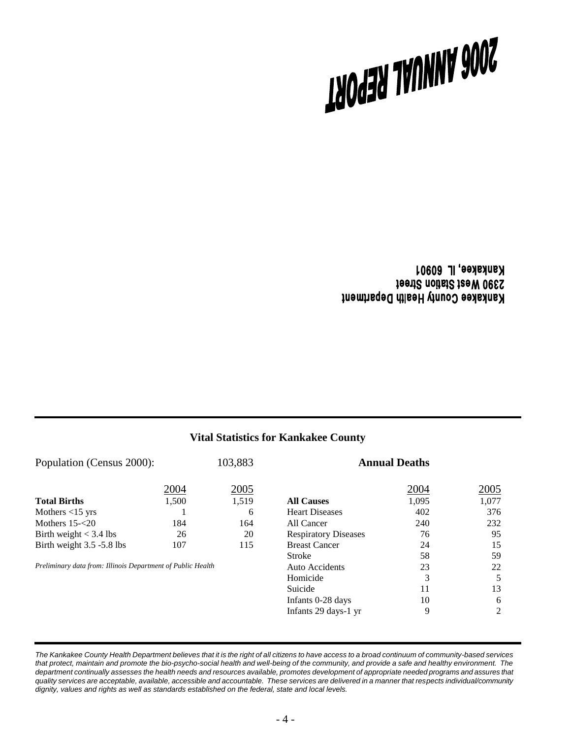# 2006 ANNUAL REPORT

**Kankakee County Health Department**
**2390 West Station Street**
**Kankakee, IL 60901**

## Vital Statistics for Kankakee County

Population (Census 2000): 103,883

| | 2004 | 2005 |
|---|---|---|
| **Total Births** | 1,500 | 1,519 |
| Mothers <15 yrs | 1 | 6 |
| Mothers 15-<20 | 184 | 164 |
| Birth weight < 3.4 lbs | 26 | 20 |
| Birth weight 3.5 -5.8 lbs | 107 | 115 |

*Preliminary data from: Illinois Department of Public Health*

### Annual Deaths

| | 2004 | 2005 |
|---|---|---|
| **All Causes** | 1,095 | 1,077 |
| Heart Diseases | 402 | 376 |
| All Cancer | 240 | 232 |
| Respiratory Diseases | 76 | 95 |
| Breast Cancer | 24 | 15 |
| Stroke | 58 | 59 |
| Auto Accidents | 23 | 22 |
| Homicide | 3 | 5 |
| Suicide | 11 | 13 |
| Infants 0-28 days | 10 | 6 |
| Infants 29 days-1 yr | 9 | 2 |

*The Kankakee County Health Department believes that it is the right of all citizens to have access to a broad continuum of community-based services that protect, maintain and promote the bio-psycho-social health and well-being of the community, and provide a safe and healthy environment. The department continually assesses the health needs and resources available, promotes development of appropriate needed programs and assures that quality services are acceptable, available, accessible and accountable. These services are delivered in a manner that respects individual/community dignity, values and rights as well as standards established on the federal, state and local levels.*